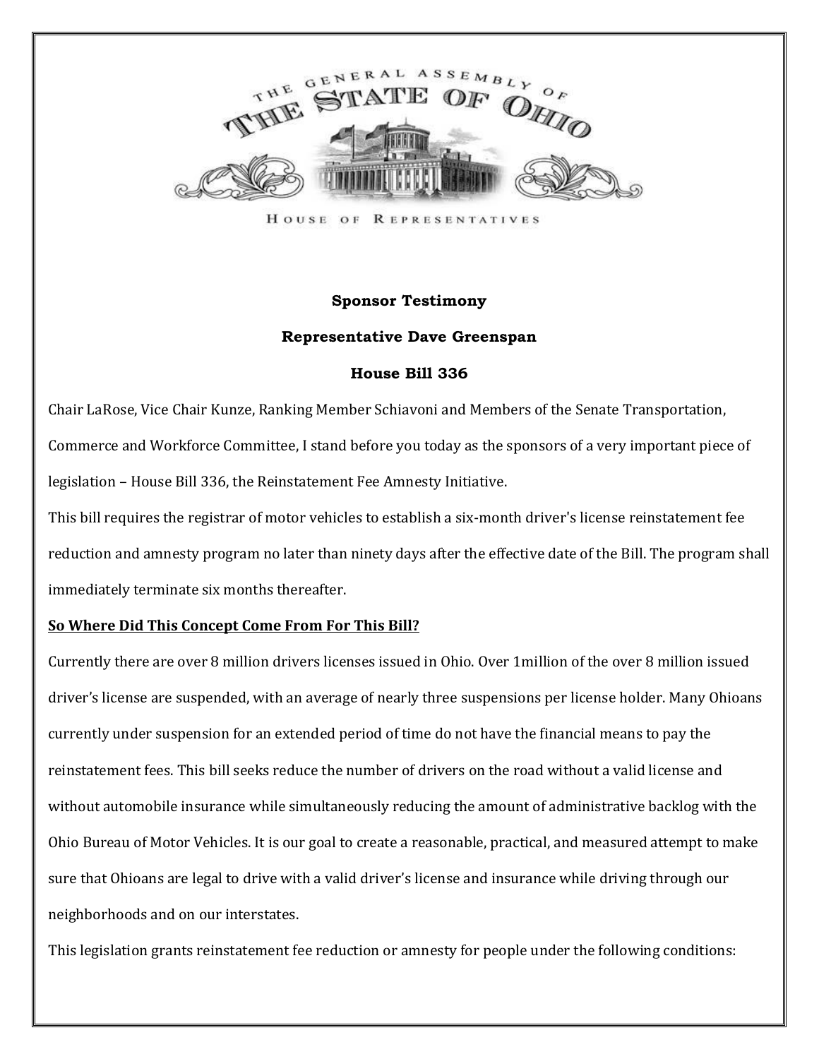THE GENERAL ASSEMBLY OF THE STATE OF OHIO

HOUSE OF REPRESENTATIVES

**Sponsor Testimony**

**Representative Dave Greenspan**

**House Bill 336**

Chair LaRose, Vice Chair Kunze, Ranking Member Schiavoni and Members of the Senate Transportation, Commerce and Workforce Committee, I stand before you today as the sponsors of a very important piece of legislation – House Bill 336, the Reinstatement Fee Amnesty Initiative.

This bill requires the registrar of motor vehicles to establish a six-month driver's license reinstatement fee reduction and amnesty program no later than ninety days after the effective date of the Bill. The program shall immediately terminate six months thereafter.

**So Where Did This Concept Come From For This Bill?**

Currently there are over 8 million drivers licenses issued in Ohio. Over 1million of the over 8 million issued driver's license are suspended, with an average of nearly three suspensions per license holder. Many Ohioans currently under suspension for an extended period of time do not have the financial means to pay the reinstatement fees. This bill seeks reduce the number of drivers on the road without a valid license and without automobile insurance while simultaneously reducing the amount of administrative backlog with the Ohio Bureau of Motor Vehicles. It is our goal to create a reasonable, practical, and measured attempt to make sure that Ohioans are legal to drive with a valid driver's license and insurance while driving through our neighborhoods and on our interstates.

This legislation grants reinstatement fee reduction or amnesty for people under the following conditions: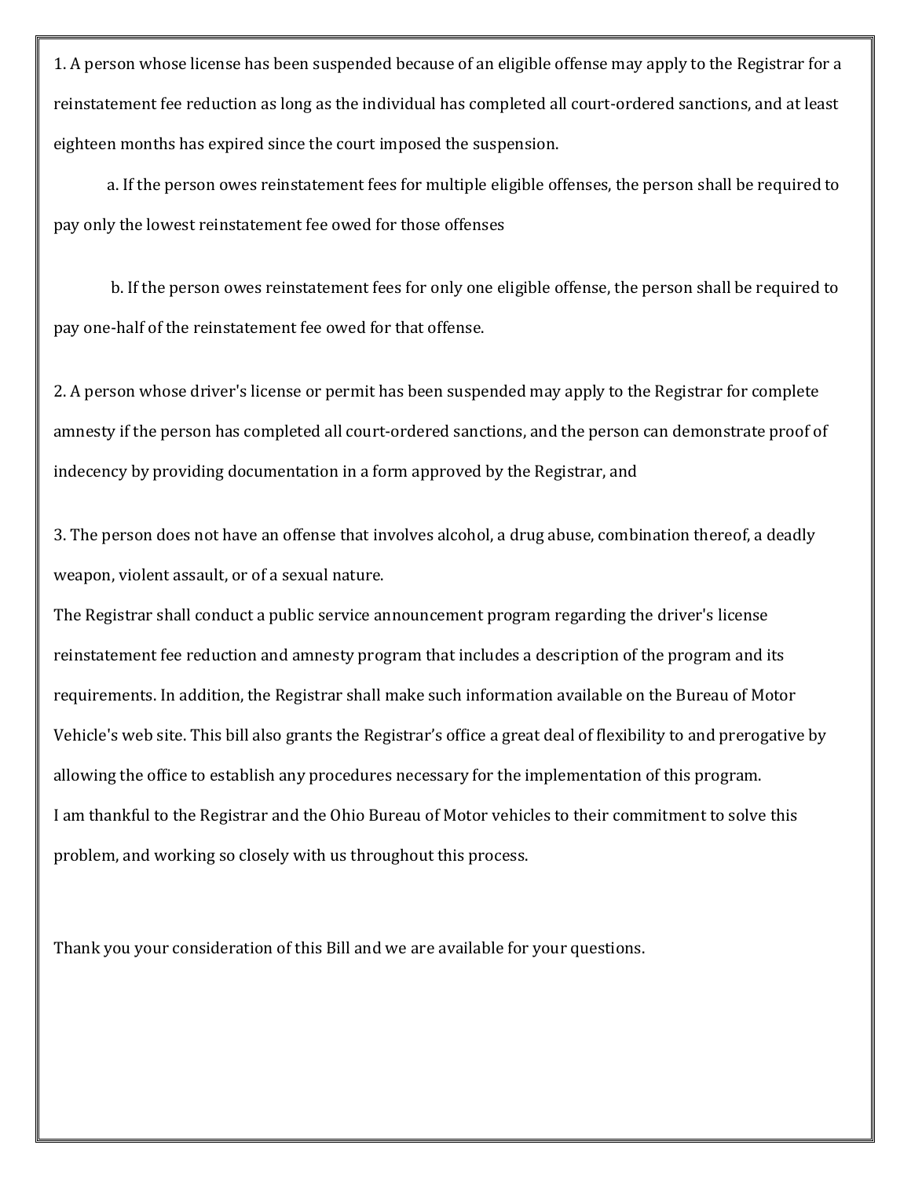1. A person whose license has been suspended because of an eligible offense may apply to the Registrar for a reinstatement fee reduction as long as the individual has completed all court-ordered sanctions, and at least eighteen months has expired since the court imposed the suspension.

   a. If the person owes reinstatement fees for multiple eligible offenses, the person shall be required to pay only the lowest reinstatement fee owed for those offenses

   b. If the person owes reinstatement fees for only one eligible offense, the person shall be required to pay one-half of the reinstatement fee owed for that offense.

2. A person whose driver's license or permit has been suspended may apply to the Registrar for complete amnesty if the person has completed all court-ordered sanctions, and the person can demonstrate proof of indecency by providing documentation in a form approved by the Registrar, and

3. The person does not have an offense that involves alcohol, a drug abuse, combination thereof, a deadly weapon, violent assault, or of a sexual nature.

The Registrar shall conduct a public service announcement program regarding the driver's license reinstatement fee reduction and amnesty program that includes a description of the program and its requirements. In addition, the Registrar shall make such information available on the Bureau of Motor Vehicle's web site. This bill also grants the Registrar's office a great deal of flexibility to and prerogative by allowing the office to establish any procedures necessary for the implementation of this program.

I am thankful to the Registrar and the Ohio Bureau of Motor vehicles to their commitment to solve this problem, and working so closely with us throughout this process.

Thank you your consideration of this Bill and we are available for your questions.